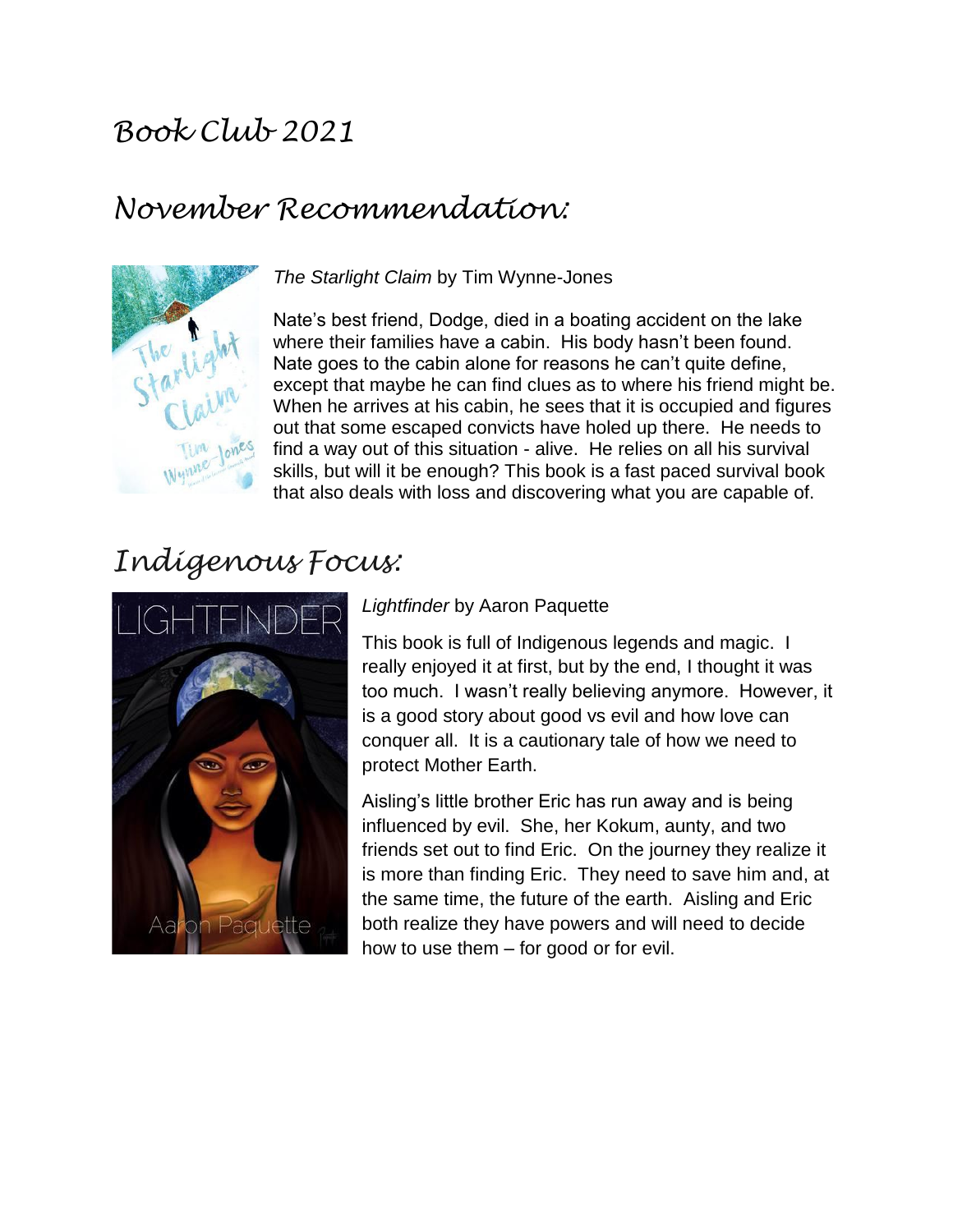# Book Club 2021

## November Recommendation:

*The Starlight Claim* by Tim Wynne-Jones

Nate's best friend, Dodge, died in a boating accident on the lake where their families have a cabin. His body hasn't been found. Nate goes to the cabin alone for reasons he can't quite define, except that maybe he can find clues as to where his friend might be. When he arrives at his cabin, he sees that it is occupied and figures out that some escaped convicts have holed up there. He needs to find a way out of this situation - alive. He relies on all his survival skills, but will it be enough? This book is a fast paced survival book that also deals with loss and discovering what you are capable of.

## Indigenous Focus:

*Lightfinder* by Aaron Paquette

This book is full of Indigenous legends and magic. I really enjoyed it at first, but by the end, I thought it was too much. I wasn't really believing anymore. However, it is a good story about good vs evil and how love can conquer all. It is a cautionary tale of how we need to protect Mother Earth.

Aisling's little brother Eric has run away and is being influenced by evil. She, her Kokum, aunty, and two friends set out to find Eric. On the journey they realize it is more than finding Eric. They need to save him and, at the same time, the future of the earth. Aisling and Eric both realize they have powers and will need to decide how to use them – for good or for evil.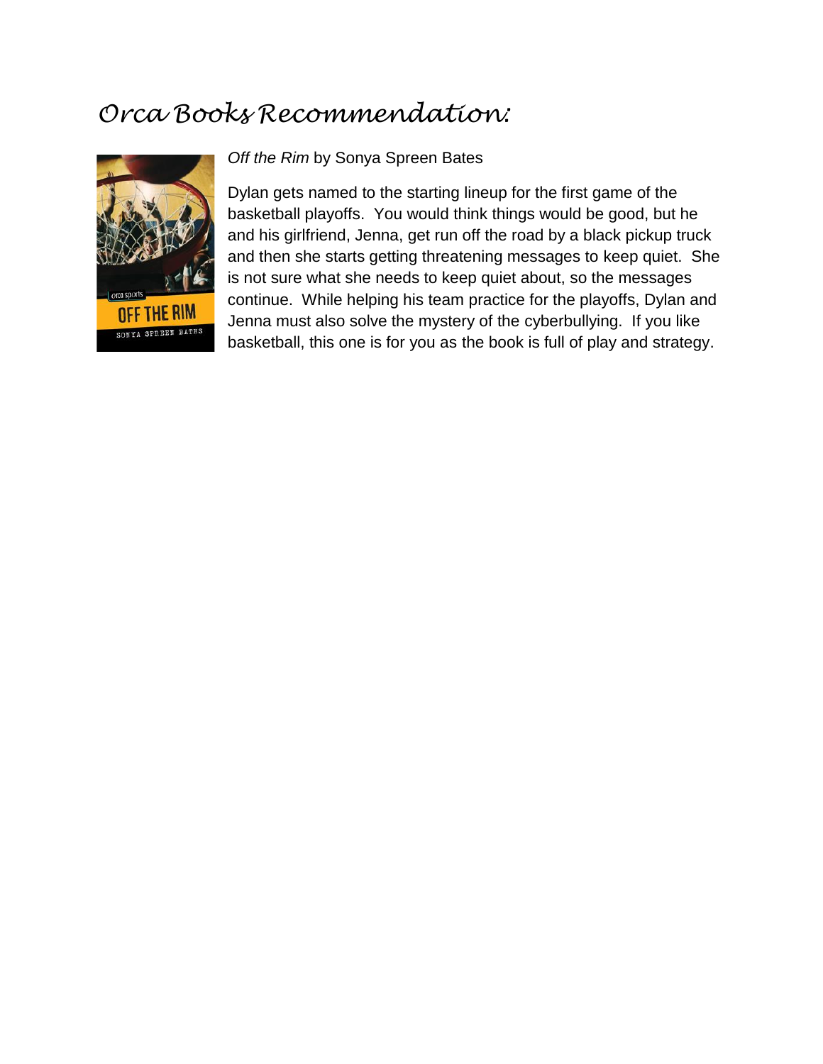# *Orca Books Recommendation:*

*Off the Rim* by Sonya Spreen Bates

Dylan gets named to the starting lineup for the first game of the basketball playoffs. You would think things would be good, but he and his girlfriend, Jenna, get run off the road by a black pickup truck and then she starts getting threatening messages to keep quiet. She is not sure what she needs to keep quiet about, so the messages continue. While helping his team practice for the playoffs, Dylan and Jenna must also solve the mystery of the cyberbullying. If you like basketball, this one is for you as the book is full of play and strategy.